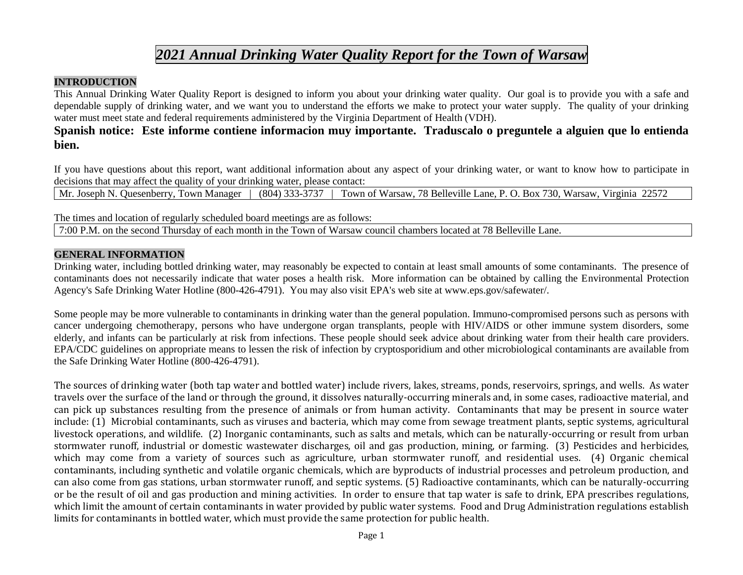# *2021 Annual Drinking Water Quality Report for the Town of Warsaw*

## INTRODUCTION

This Annual Drinking Water Quality Report is designed to inform you about your drinking water quality. Our goal is to provide you with a safe and dependable supply of drinking water, and we want you to understand the efforts we make to protect your water supply. The quality of your drinking water must meet state and federal requirements administered by the Virginia Department of Health (VDH).

**Spanish notice: Este informe contiene informacion muy importante. Traduscalo o preguntele a alguien que lo entienda bien.**

If you have questions about this report, want additional information about any aspect of your drinking water, or want to know how to participate in decisions that may affect the quality of your drinking water, please contact:

Mr. Joseph N. Quesenberry, Town Manager | (804) 333-3737 | Town of Warsaw, 78 Belleville Lane, P. O. Box 730, Warsaw, Virginia 22572

The times and location of regularly scheduled board meetings are as follows:

7:00 P.M. on the second Thursday of each month in the Town of Warsaw council chambers located at 78 Belleville Lane.

## GENERAL INFORMATION

Drinking water, including bottled drinking water, may reasonably be expected to contain at least small amounts of some contaminants. The presence of contaminants does not necessarily indicate that water poses a health risk. More information can be obtained by calling the Environmental Protection Agency's Safe Drinking Water Hotline (800-426-4791). You may also visit EPA's web site at www.eps.gov/safewater/.

Some people may be more vulnerable to contaminants in drinking water than the general population. Immuno-compromised persons such as persons with cancer undergoing chemotherapy, persons who have undergone organ transplants, people with HIV/AIDS or other immune system disorders, some elderly, and infants can be particularly at risk from infections. These people should seek advice about drinking water from their health care providers. EPA/CDC guidelines on appropriate means to lessen the risk of infection by cryptosporidium and other microbiological contaminants are available from the Safe Drinking Water Hotline (800-426-4791).

The sources of drinking water (both tap water and bottled water) include rivers, lakes, streams, ponds, reservoirs, springs, and wells. As water travels over the surface of the land or through the ground, it dissolves naturally-occurring minerals and, in some cases, radioactive material, and can pick up substances resulting from the presence of animals or from human activity. Contaminants that may be present in source water include: (1) Microbial contaminants, such as viruses and bacteria, which may come from sewage treatment plants, septic systems, agricultural livestock operations, and wildlife. (2) Inorganic contaminants, such as salts and metals, which can be naturally-occurring or result from urban stormwater runoff, industrial or domestic wastewater discharges, oil and gas production, mining, or farming. (3) Pesticides and herbicides, which may come from a variety of sources such as agriculture, urban stormwater runoff, and residential uses. (4) Organic chemical contaminants, including synthetic and volatile organic chemicals, which are byproducts of industrial processes and petroleum production, and can also come from gas stations, urban stormwater runoff, and septic systems. (5) Radioactive contaminants, which can be naturally-occurring or be the result of oil and gas production and mining activities. In order to ensure that tap water is safe to drink, EPA prescribes regulations, which limit the amount of certain contaminants in water provided by public water systems. Food and Drug Administration regulations establish limits for contaminants in bottled water, which must provide the same protection for public health.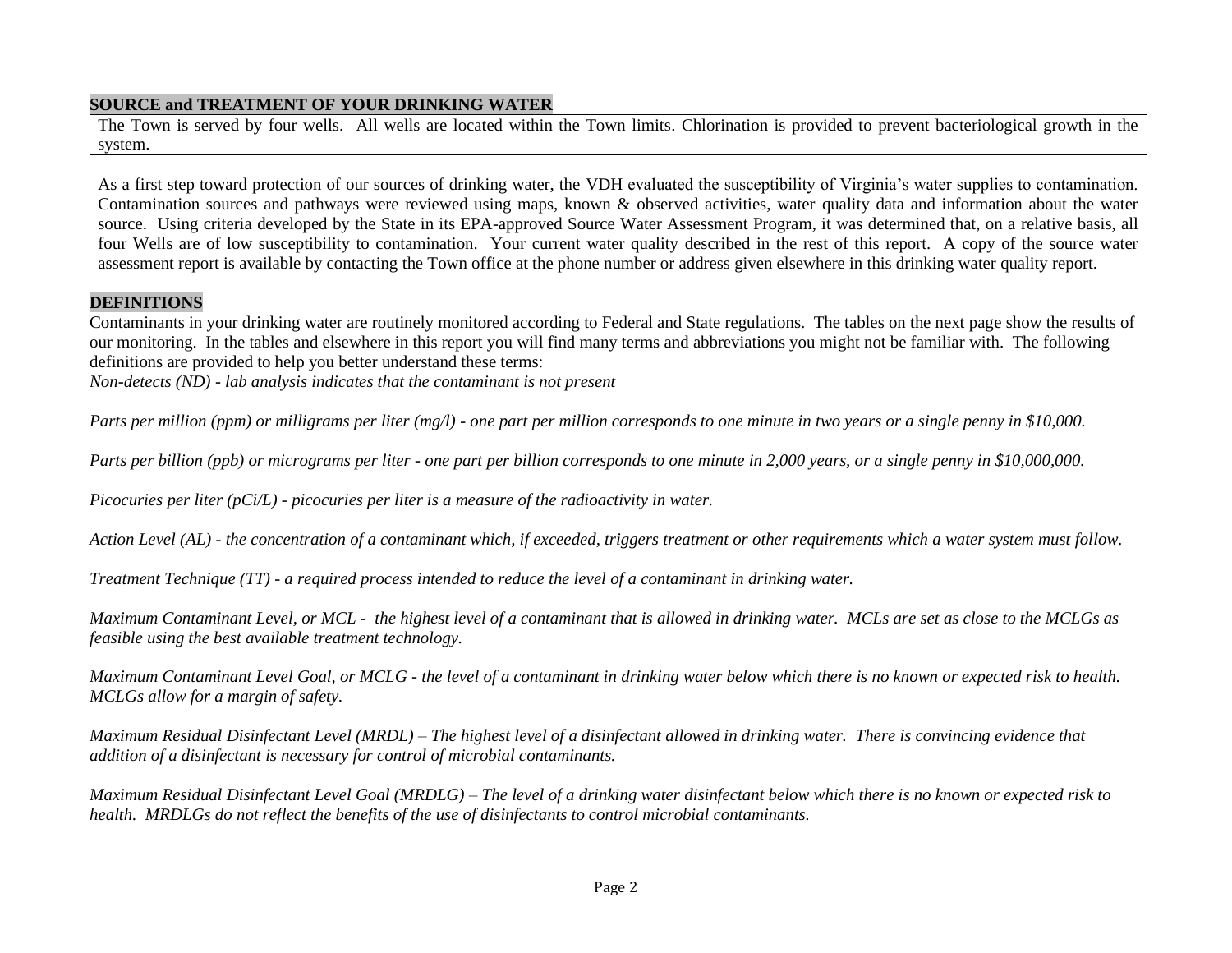## SOURCE and TREATMENT OF YOUR DRINKING WATER

The Town is served by four wells. All wells are located within the Town limits. Chlorination is provided to prevent bacteriological growth in the system.

As a first step toward protection of our sources of drinking water, the VDH evaluated the susceptibility of Virginia's water supplies to contamination. Contamination sources and pathways were reviewed using maps, known & observed activities, water quality data and information about the water source. Using criteria developed by the State in its EPA-approved Source Water Assessment Program, it was determined that, on a relative basis, all four Wells are of low susceptibility to contamination. Your current water quality described in the rest of this report. A copy of the source water assessment report is available by contacting the Town office at the phone number or address given elsewhere in this drinking water quality report.

## DEFINITIONS

Contaminants in your drinking water are routinely monitored according to Federal and State regulations. The tables on the next page show the results of our monitoring. In the tables and elsewhere in this report you will find many terms and abbreviations you might not be familiar with. The following definitions are provided to help you better understand these terms:

*Non-detects (ND) - lab analysis indicates that the contaminant is not present*

*Parts per million (ppm) or milligrams per liter (mg/l) - one part per million corresponds to one minute in two years or a single penny in $10,000.*

*Parts per billion (ppb) or micrograms per liter - one part per billion corresponds to one minute in 2,000 years, or a single penny in $10,000,000.*

*Picocuries per liter (pCi/L) - picocuries per liter is a measure of the radioactivity in water.*

*Action Level (AL) - the concentration of a contaminant which, if exceeded, triggers treatment or other requirements which a water system must follow.*

*Treatment Technique (TT) - a required process intended to reduce the level of a contaminant in drinking water.*

*Maximum Contaminant Level, or MCL - the highest level of a contaminant that is allowed in drinking water. MCLs are set as close to the MCLGs as feasible using the best available treatment technology.*

*Maximum Contaminant Level Goal, or MCLG - the level of a contaminant in drinking water below which there is no known or expected risk to health. MCLGs allow for a margin of safety.*

*Maximum Residual Disinfectant Level (MRDL) – The highest level of a disinfectant allowed in drinking water. There is convincing evidence that addition of a disinfectant is necessary for control of microbial contaminants.*

*Maximum Residual Disinfectant Level Goal (MRDLG) – The level of a drinking water disinfectant below which there is no known or expected risk to health. MRDLGs do not reflect the benefits of the use of disinfectants to control microbial contaminants.*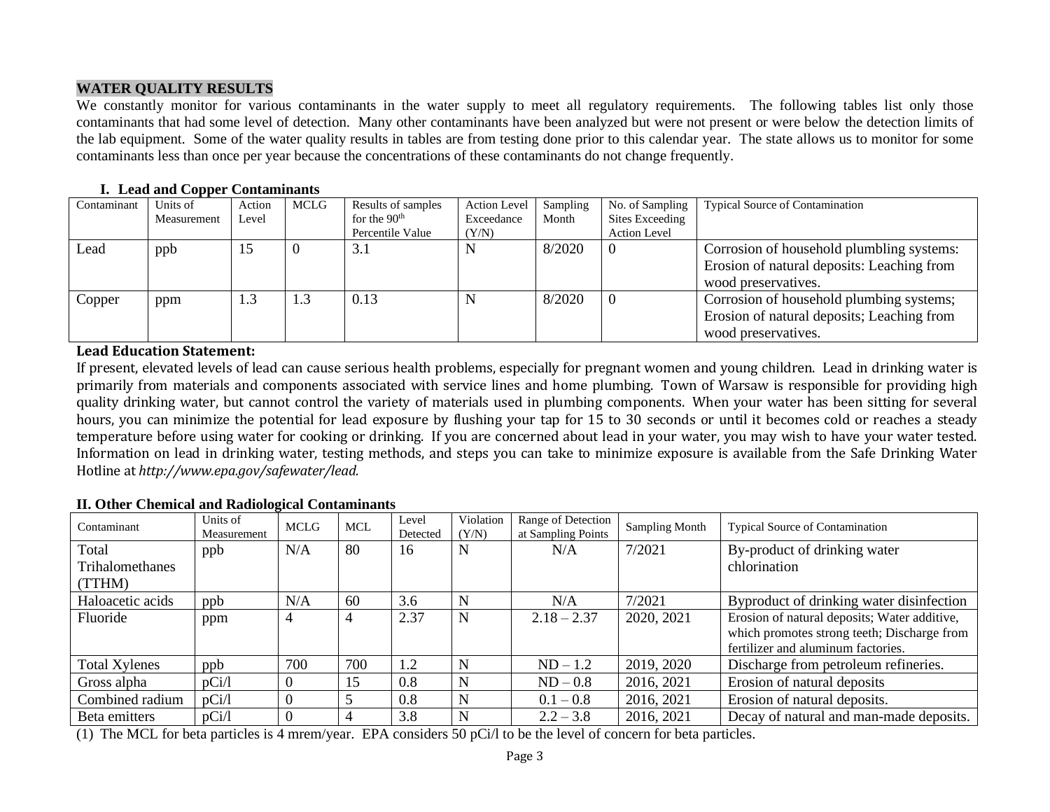## WATER QUALITY RESULTS

We constantly monitor for various contaminants in the water supply to meet all regulatory requirements. The following tables list only those contaminants that had some level of detection. Many other contaminants have been analyzed but were not present or were below the detection limits of the lab equipment. Some of the water quality results in tables are from testing done prior to this calendar year. The state allows us to monitor for some contaminants less than once per year because the concentrations of these contaminants do not change frequently.

### I. Lead and Copper Contaminants

| Contaminant | Units of Measurement | Action Level | MCLG | Results of samples for the 90th Percentile Value | Action Level Exceedance (Y/N) | Sampling Month | No. of Sampling Sites Exceeding Action Level | Typical Source of Contamination |
|---|---|---|---|---|---|---|---|---|
| Lead | ppb | 15 | 0 | 3.1 | N | 8/2020 | 0 | Corrosion of household plumbling systems: Erosion of natural deposits: Leaching from wood preservatives. |
| Copper | ppm | 1.3 | 1.3 | 0.13 | N | 8/2020 | 0 | Corrosion of household plumbing systems; Erosion of natural deposits; Leaching from wood preservatives. |

**Lead Education Statement:**

If present, elevated levels of lead can cause serious health problems, especially for pregnant women and young children. Lead in drinking water is primarily from materials and components associated with service lines and home plumbing. Town of Warsaw is responsible for providing high quality drinking water, but cannot control the variety of materials used in plumbing components. When your water has been sitting for several hours, you can minimize the potential for lead exposure by flushing your tap for 15 to 30 seconds or until it becomes cold or reaches a steady temperature before using water for cooking or drinking. If you are concerned about lead in your water, you may wish to have your water tested. Information on lead in drinking water, testing methods, and steps you can take to minimize exposure is available from the Safe Drinking Water Hotline at *http://www.epa.gov/safewater/lead.*

### II. Other Chemical and Radiological Contaminants

| Contaminant | Units of Measurement | MCLG | MCL | Level Detected | Violation (Y/N) | Range of Detection at Sampling Points | Sampling Month | Typical Source of Contamination |
|---|---|---|---|---|---|---|---|---|
| Total Trihalomethanes (TTHM) | ppb | N/A | 80 | 16 | N | N/A | 7/2021 | By-product of drinking water chlorination |
| Haloacetic acids | ppb | N/A | 60 | 3.6 | N | N/A | 7/2021 | Byproduct of drinking water disinfection |
| Fluoride | ppm | 4 | 4 | 2.37 | N | 2.18 – 2.37 | 2020, 2021 | Erosion of natural deposits; Water additive, which promotes strong teeth; Discharge from fertilizer and aluminum factories. |
| Total Xylenes | ppb | 700 | 700 | 1.2 | N | ND – 1.2 | 2019, 2020 | Discharge from petroleum refineries. |
| Gross alpha | pCi/l | 0 | 15 | 0.8 | N | ND – 0.8 | 2016, 2021 | Erosion of natural deposits |
| Combined radium | pCi/l | 0 | 5 | 0.8 | N | 0.1 – 0.8 | 2016, 2021 | Erosion of natural deposits. |
| Beta emitters | pCi/l | 0 | 4 | 3.8 | N | 2.2 – 3.8 | 2016, 2021 | Decay of natural and man-made deposits. |

(1) The MCL for beta particles is 4 mrem/year. EPA considers 50 pCi/l to be the level of concern for beta particles.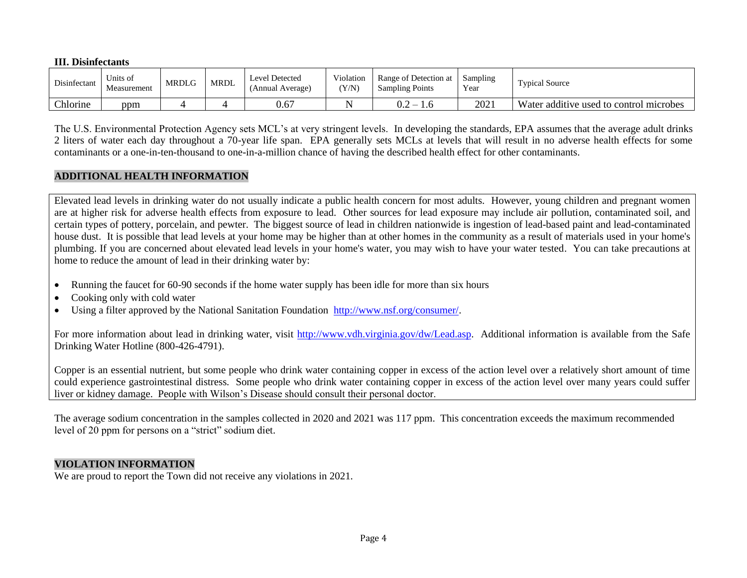### III. Disinfectants

| Disinfectant | Units of Measurement | MRDLG | MRDL | Level Detected (Annual Average) | Violation (Y/N) | Range of Detection at Sampling Points | Sampling Year | Typical Source |
|---|---|---|---|---|---|---|---|---|
| Chlorine | ppm | 4 | 4 | 0.67 | N | 0.2 – 1.6 | 2021 | Water additive used to control microbes |

The U.S. Environmental Protection Agency sets MCL's at very stringent levels. In developing the standards, EPA assumes that the average adult drinks 2 liters of water each day throughout a 70-year life span. EPA generally sets MCLs at levels that will result in no adverse health effects for some contaminants or a one-in-ten-thousand to one-in-a-million chance of having the described health effect for other contaminants.

## ADDITIONAL HEALTH INFORMATION

Elevated lead levels in drinking water do not usually indicate a public health concern for most adults. However, young children and pregnant women are at higher risk for adverse health effects from exposure to lead. Other sources for lead exposure may include air pollution, contaminated soil, and certain types of pottery, porcelain, and pewter. The biggest source of lead in children nationwide is ingestion of lead-based paint and lead-contaminated house dust. It is possible that lead levels at your home may be higher than at other homes in the community as a result of materials used in your home's plumbing. If you are concerned about elevated lead levels in your home's water, you may wish to have your water tested. You can take precautions at home to reduce the amount of lead in their drinking water by:

- Running the faucet for 60-90 seconds if the home water supply has been idle for more than six hours
- Cooking only with cold water
- Using a filter approved by the National Sanitation Foundation http://www.nsf.org/consumer/.

For more information about lead in drinking water, visit http://www.vdh.virginia.gov/dw/Lead.asp. Additional information is available from the Safe Drinking Water Hotline (800-426-4791).

Copper is an essential nutrient, but some people who drink water containing copper in excess of the action level over a relatively short amount of time could experience gastrointestinal distress. Some people who drink water containing copper in excess of the action level over many years could suffer liver or kidney damage. People with Wilson's Disease should consult their personal doctor.

The average sodium concentration in the samples collected in 2020 and 2021 was 117 ppm. This concentration exceeds the maximum recommended level of 20 ppm for persons on a "strict" sodium diet.

## VIOLATION INFORMATION

We are proud to report the Town did not receive any violations in 2021.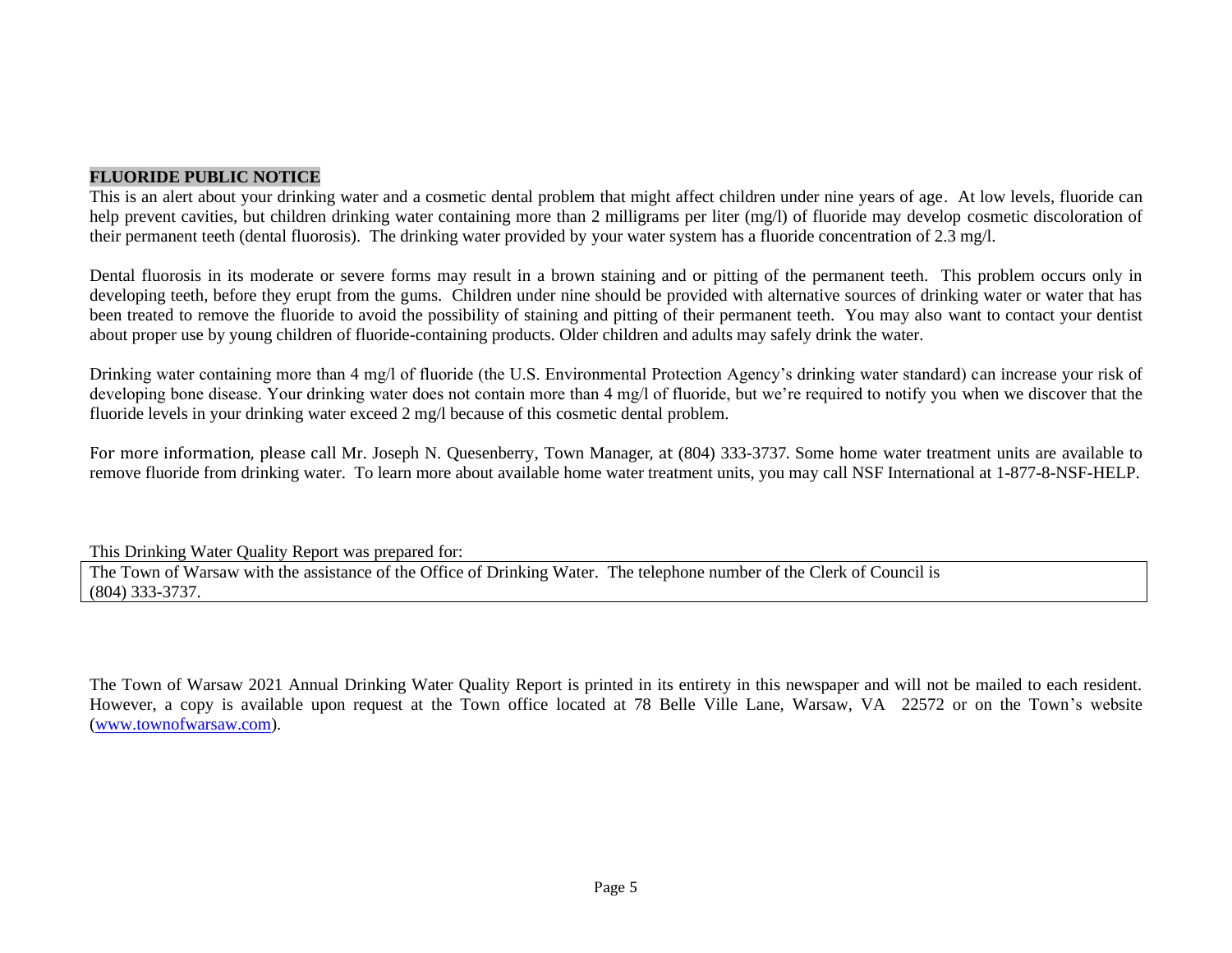**FLUORIDE PUBLIC NOTICE**

This is an alert about your drinking water and a cosmetic dental problem that might affect children under nine years of age. At low levels, fluoride can help prevent cavities, but children drinking water containing more than 2 milligrams per liter (mg/l) of fluoride may develop cosmetic discoloration of their permanent teeth (dental fluorosis). The drinking water provided by your water system has a fluoride concentration of 2.3 mg/l.

Dental fluorosis in its moderate or severe forms may result in a brown staining and or pitting of the permanent teeth. This problem occurs only in developing teeth, before they erupt from the gums. Children under nine should be provided with alternative sources of drinking water or water that has been treated to remove the fluoride to avoid the possibility of staining and pitting of their permanent teeth. You may also want to contact your dentist about proper use by young children of fluoride-containing products. Older children and adults may safely drink the water.

Drinking water containing more than 4 mg/l of fluoride (the U.S. Environmental Protection Agency's drinking water standard) can increase your risk of developing bone disease. Your drinking water does not contain more than 4 mg/l of fluoride, but we're required to notify you when we discover that the fluoride levels in your drinking water exceed 2 mg/l because of this cosmetic dental problem.

For more information, please call Mr. Joseph N. Quesenberry, Town Manager, at (804) 333-3737. Some home water treatment units are available to remove fluoride from drinking water. To learn more about available home water treatment units, you may call NSF International at 1-877-8-NSF-HELP.

This Drinking Water Quality Report was prepared for:

The Town of Warsaw with the assistance of the Office of Drinking Water. The telephone number of the Clerk of Council is (804) 333-3737.

The Town of Warsaw 2021 Annual Drinking Water Quality Report is printed in its entirety in this newspaper and will not be mailed to each resident. However, a copy is available upon request at the Town office located at 78 Belle Ville Lane, Warsaw, VA 22572 or on the Town's website (www.townofwarsaw.com).